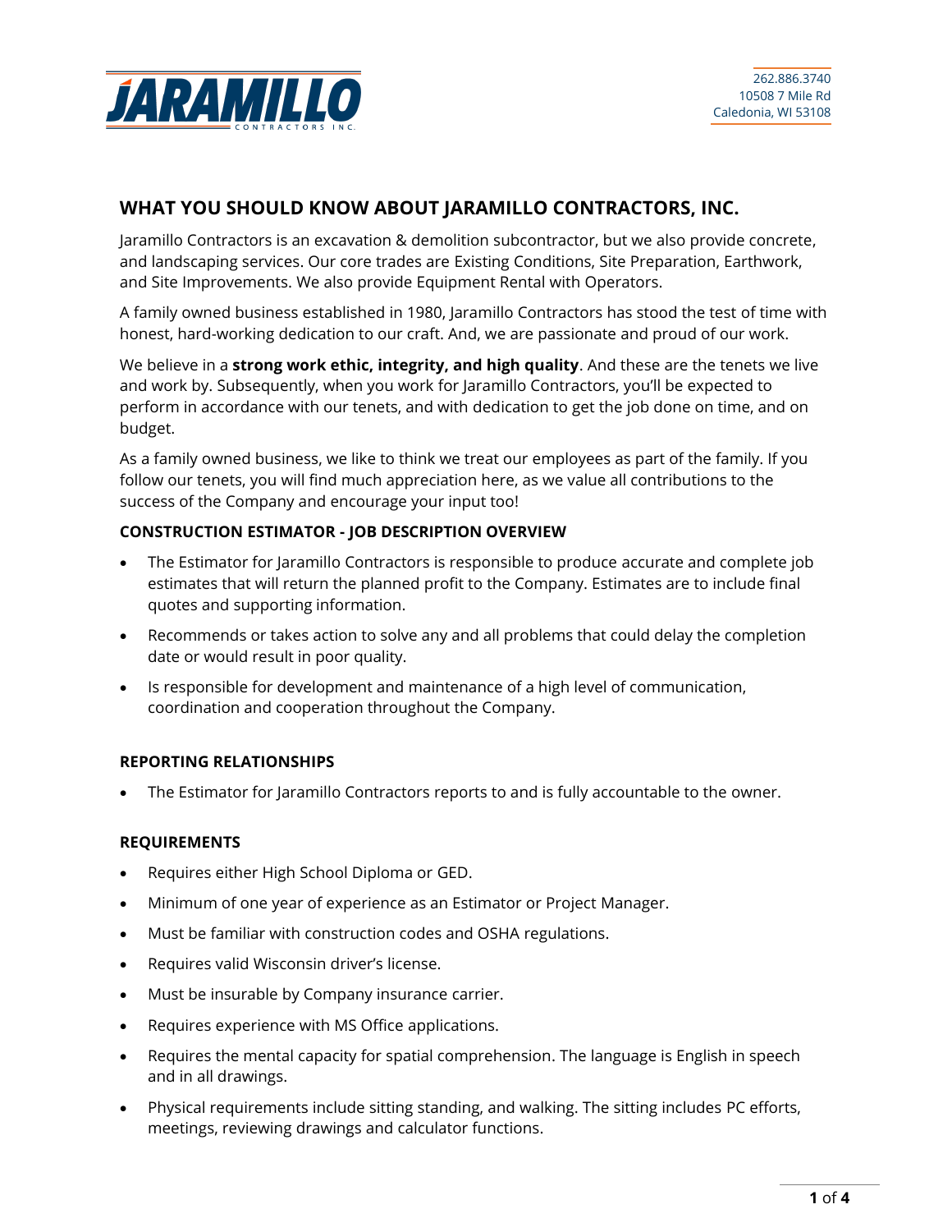JARAMILLO CONTRACTORS INC.

262.886.3740
10508 7 Mile Rd
Caledonia, WI 53108

## WHAT YOU SHOULD KNOW ABOUT JARAMILLO CONTRACTORS, INC.

Jaramillo Contractors is an excavation & demolition subcontractor, but we also provide concrete, and landscaping services. Our core trades are Existing Conditions, Site Preparation, Earthwork, and Site Improvements. We also provide Equipment Rental with Operators.

A family owned business established in 1980, Jaramillo Contractors has stood the test of time with honest, hard-working dedication to our craft. And, we are passionate and proud of our work.

We believe in a **strong work ethic, integrity, and high quality**. And these are the tenets we live and work by. Subsequently, when you work for Jaramillo Contractors, you'll be expected to perform in accordance with our tenets, and with dedication to get the job done on time, and on budget.

As a family owned business, we like to think we treat our employees as part of the family. If you follow our tenets, you will find much appreciation here, as we value all contributions to the success of the Company and encourage your input too!

### CONSTRUCTION ESTIMATOR - JOB DESCRIPTION OVERVIEW

- The Estimator for Jaramillo Contractors is responsible to produce accurate and complete job estimates that will return the planned profit to the Company. Estimates are to include final quotes and supporting information.
- Recommends or takes action to solve any and all problems that could delay the completion date or would result in poor quality.
- Is responsible for development and maintenance of a high level of communication, coordination and cooperation throughout the Company.

### REPORTING RELATIONSHIPS

- The Estimator for Jaramillo Contractors reports to and is fully accountable to the owner.

### REQUIREMENTS

- Requires either High School Diploma or GED.
- Minimum of one year of experience as an Estimator or Project Manager.
- Must be familiar with construction codes and OSHA regulations.
- Requires valid Wisconsin driver's license.
- Must be insurable by Company insurance carrier.
- Requires experience with MS Office applications.
- Requires the mental capacity for spatial comprehension. The language is English in speech and in all drawings.
- Physical requirements include sitting standing, and walking. The sitting includes PC efforts, meetings, reviewing drawings and calculator functions.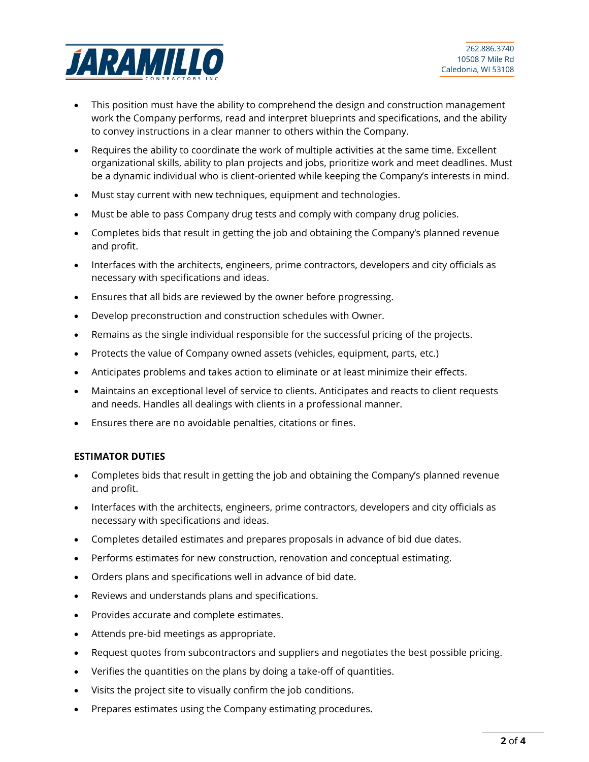- This position must have the ability to comprehend the design and construction management work the Company performs, read and interpret blueprints and specifications, and the ability to convey instructions in a clear manner to others within the Company.
- Requires the ability to coordinate the work of multiple activities at the same time. Excellent organizational skills, ability to plan projects and jobs, prioritize work and meet deadlines. Must be a dynamic individual who is client-oriented while keeping the Company's interests in mind.
- Must stay current with new techniques, equipment and technologies.
- Must be able to pass Company drug tests and comply with company drug policies.
- Completes bids that result in getting the job and obtaining the Company's planned revenue and profit.
- Interfaces with the architects, engineers, prime contractors, developers and city officials as necessary with specifications and ideas.
- Ensures that all bids are reviewed by the owner before progressing.
- Develop preconstruction and construction schedules with Owner.
- Remains as the single individual responsible for the successful pricing of the projects.
- Protects the value of Company owned assets (vehicles, equipment, parts, etc.)
- Anticipates problems and takes action to eliminate or at least minimize their effects.
- Maintains an exceptional level of service to clients. Anticipates and reacts to client requests and needs. Handles all dealings with clients in a professional manner.
- Ensures there are no avoidable penalties, citations or fines.

**ESTIMATOR DUTIES**

- Completes bids that result in getting the job and obtaining the Company's planned revenue and profit.
- Interfaces with the architects, engineers, prime contractors, developers and city officials as necessary with specifications and ideas.
- Completes detailed estimates and prepares proposals in advance of bid due dates.
- Performs estimates for new construction, renovation and conceptual estimating.
- Orders plans and specifications well in advance of bid date.
- Reviews and understands plans and specifications.
- Provides accurate and complete estimates.
- Attends pre-bid meetings as appropriate.
- Request quotes from subcontractors and suppliers and negotiates the best possible pricing.
- Verifies the quantities on the plans by doing a take-off of quantities.
- Visits the project site to visually confirm the job conditions.
- Prepares estimates using the Company estimating procedures.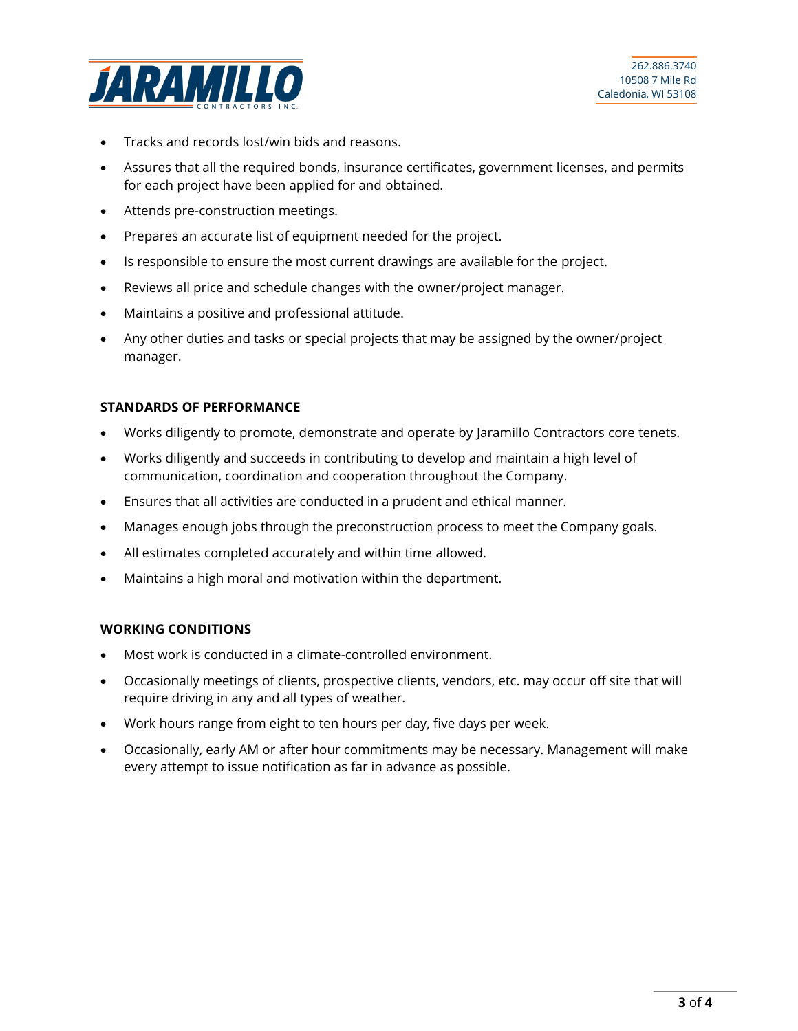- Tracks and records lost/win bids and reasons.
- Assures that all the required bonds, insurance certificates, government licenses, and permits for each project have been applied for and obtained.
- Attends pre-construction meetings.
- Prepares an accurate list of equipment needed for the project.
- Is responsible to ensure the most current drawings are available for the project.
- Reviews all price and schedule changes with the owner/project manager.
- Maintains a positive and professional attitude.
- Any other duties and tasks or special projects that may be assigned by the owner/project manager.

**STANDARDS OF PERFORMANCE**

- Works diligently to promote, demonstrate and operate by Jaramillo Contractors core tenets.
- Works diligently and succeeds in contributing to develop and maintain a high level of communication, coordination and cooperation throughout the Company.
- Ensures that all activities are conducted in a prudent and ethical manner.
- Manages enough jobs through the preconstruction process to meet the Company goals.
- All estimates completed accurately and within time allowed.
- Maintains a high moral and motivation within the department.

**WORKING CONDITIONS**

- Most work is conducted in a climate-controlled environment.
- Occasionally meetings of clients, prospective clients, vendors, etc. may occur off site that will require driving in any and all types of weather.
- Work hours range from eight to ten hours per day, five days per week.
- Occasionally, early AM or after hour commitments may be necessary. Management will make every attempt to issue notification as far in advance as possible.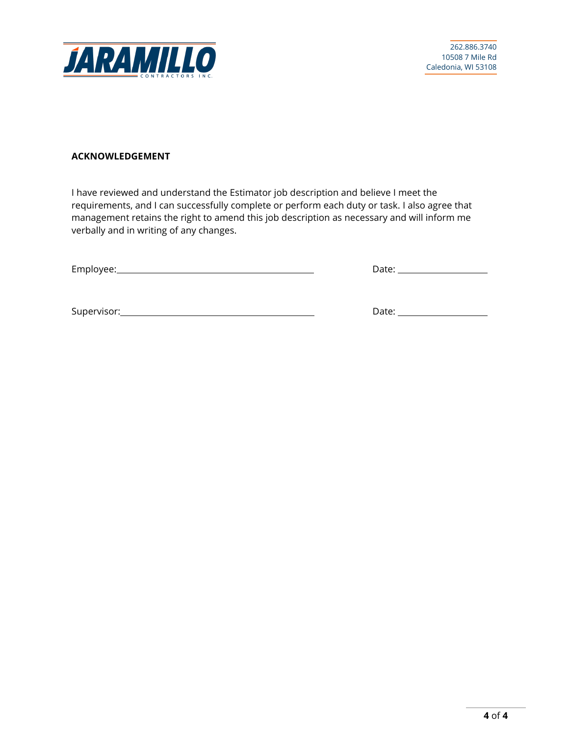JARAMILLO CONTRACTORS INC.

262.886.3740
10508 7 Mile Rd
Caledonia, WI 53108

**ACKNOWLEDGEMENT**

I have reviewed and understand the Estimator job description and believe I meet the requirements, and I can successfully complete or perform each duty or task. I also agree that management retains the right to amend this job description as necessary and will inform me verbally and in writing of any changes.

Employee:\_\_\_\_\_\_\_\_\_\_\_\_\_\_\_\_\_\_\_\_\_\_\_\_\_\_\_\_\_\_\_\_\_\_\_\_ Date: \_\_\_\_\_\_\_\_\_\_\_\_\_\_\_\_\_\_

Supervisor:\_\_\_\_\_\_\_\_\_\_\_\_\_\_\_\_\_\_\_\_\_\_\_\_\_\_\_\_\_\_\_\_\_\_\_\_ Date: \_\_\_\_\_\_\_\_\_\_\_\_\_\_\_\_\_\_